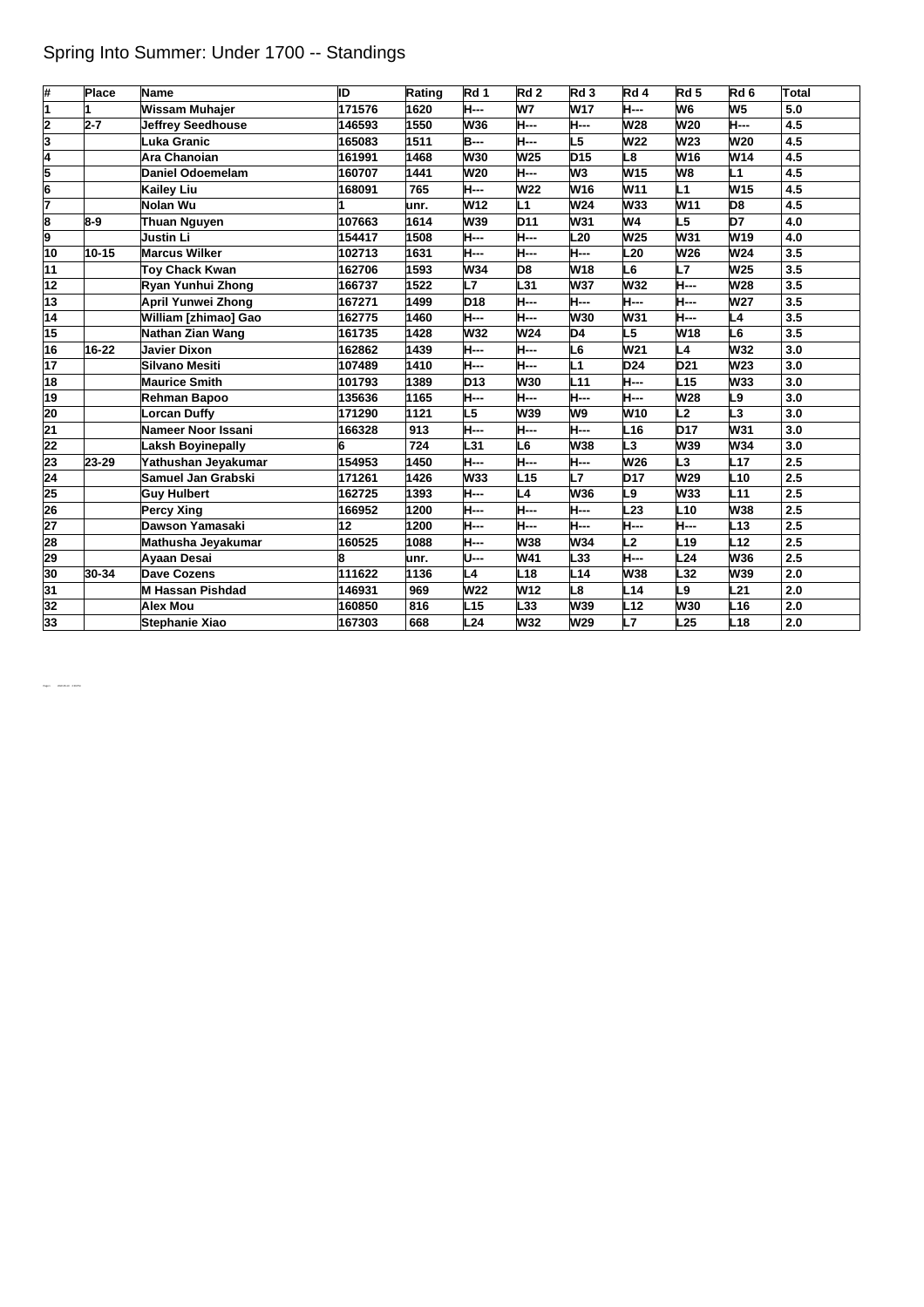# Spring Into Summer: Under 1700 -- Standings

| # | Place | Name | ID | Rating | Rd 1 | Rd 2 | Rd 3 | Rd 4 | Rd 5 | Rd 6 | Total |
|---|---|---|---|---|---|---|---|---|---|---|---|
| 1 | 1 | Wissam Muhajer | 171576 | 1620 | H--- | W7 | W17 | H--- | W6 | W5 | 5.0 |
| 2 | 2-7 | Jeffrey Seedhouse | 146593 | 1550 | W36 | H--- | H--- | W28 | W20 | H--- | 4.5 |
| 3 | | Luka Granic | 165083 | 1511 | B--- | H--- | L5 | W22 | W23 | W20 | 4.5 |
| 4 | | Ara Chanoian | 161991 | 1468 | W30 | W25 | D15 | L8 | W16 | W14 | 4.5 |
| 5 | | Daniel Odoemelam | 160707 | 1441 | W20 | H--- | W3 | W15 | W8 | L1 | 4.5 |
| 6 | | Kailey Liu | 168091 | 765 | H--- | W22 | W16 | W11 | L1 | W15 | 4.5 |
| 7 | | Nolan Wu | 1 | unr. | W12 | L1 | W24 | W33 | W11 | D8 | 4.5 |
| 8 | 8-9 | Thuan Nguyen | 107663 | 1614 | W39 | D11 | W31 | W4 | L5 | D7 | 4.0 |
| 9 | | Justin Li | 154417 | 1508 | H--- | H--- | L20 | W25 | W31 | W19 | 4.0 |
| 10 | 10-15 | Marcus Wilker | 102713 | 1631 | H--- | H--- | H--- | L20 | W26 | W24 | 3.5 |
| 11 | | Toy Chack Kwan | 162706 | 1593 | W34 | D8 | W18 | L6 | L7 | W25 | 3.5 |
| 12 | | Ryan Yunhui Zhong | 166737 | 1522 | L7 | L31 | W37 | W32 | H--- | W28 | 3.5 |
| 13 | | April Yunwei Zhong | 167271 | 1499 | D18 | H--- | H--- | H--- | H--- | W27 | 3.5 |
| 14 | | William [zhimao] Gao | 162775 | 1460 | H--- | H--- | W30 | W31 | H--- | L4 | 3.5 |
| 15 | | Nathan Zian Wang | 161735 | 1428 | W32 | W24 | D4 | L5 | W18 | L6 | 3.5 |
| 16 | 16-22 | Javier Dixon | 162862 | 1439 | H--- | H--- | L6 | W21 | L4 | W32 | 3.0 |
| 17 | | Silvano Mesiti | 107489 | 1410 | H--- | H--- | L1 | D24 | D21 | W23 | 3.0 |
| 18 | | Maurice Smith | 101793 | 1389 | D13 | W30 | L11 | H--- | L15 | W33 | 3.0 |
| 19 | | Rehman Bapoo | 135636 | 1165 | H--- | H--- | H--- | H--- | W28 | L9 | 3.0 |
| 20 | | Lorcan Duffy | 171290 | 1121 | L5 | W39 | W9 | W10 | L2 | L3 | 3.0 |
| 21 | | Nameer Noor Issani | 166328 | 913 | H--- | H--- | H--- | L16 | D17 | W31 | 3.0 |
| 22 | | Laksh Boyinepally | 6 | 724 | L31 | L6 | W38 | L3 | W39 | W34 | 3.0 |
| 23 | 23-29 | Yathushan Jeyakumar | 154953 | 1450 | H--- | H--- | H--- | W26 | L3 | L17 | 2.5 |
| 24 | | Samuel Jan Grabski | 171261 | 1426 | W33 | L15 | L7 | D17 | W29 | L10 | 2.5 |
| 25 | | Guy Hulbert | 162725 | 1393 | H--- | L4 | W36 | L9 | W33 | L11 | 2.5 |
| 26 | | Percy Xing | 166952 | 1200 | H--- | H--- | H--- | L23 | L10 | W38 | 2.5 |
| 27 | | Dawson Yamasaki | 12 | 1200 | H--- | H--- | H--- | H--- | H--- | L13 | 2.5 |
| 28 | | Mathusha Jeyakumar | 160525 | 1088 | H--- | W38 | W34 | L2 | L19 | L12 | 2.5 |
| 29 | | Ayaan Desai | 8 | unr. | U--- | W41 | L33 | H--- | L24 | W36 | 2.5 |
| 30 | 30-34 | Dave Cozens | 111622 | 1136 | L4 | L18 | L14 | W38 | L32 | W39 | 2.0 |
| 31 | | M Hassan Pishdad | 146931 | 969 | W22 | W12 | L8 | L14 | L9 | L21 | 2.0 |
| 32 | | Alex Mou | 160850 | 816 | L15 | L33 | W39 | L12 | W30 | L16 | 2.0 |
| 33 | | Stephanie Xiao | 167303 | 668 | L24 | W32 | W29 | L7 | L25 | L18 | 2.0 |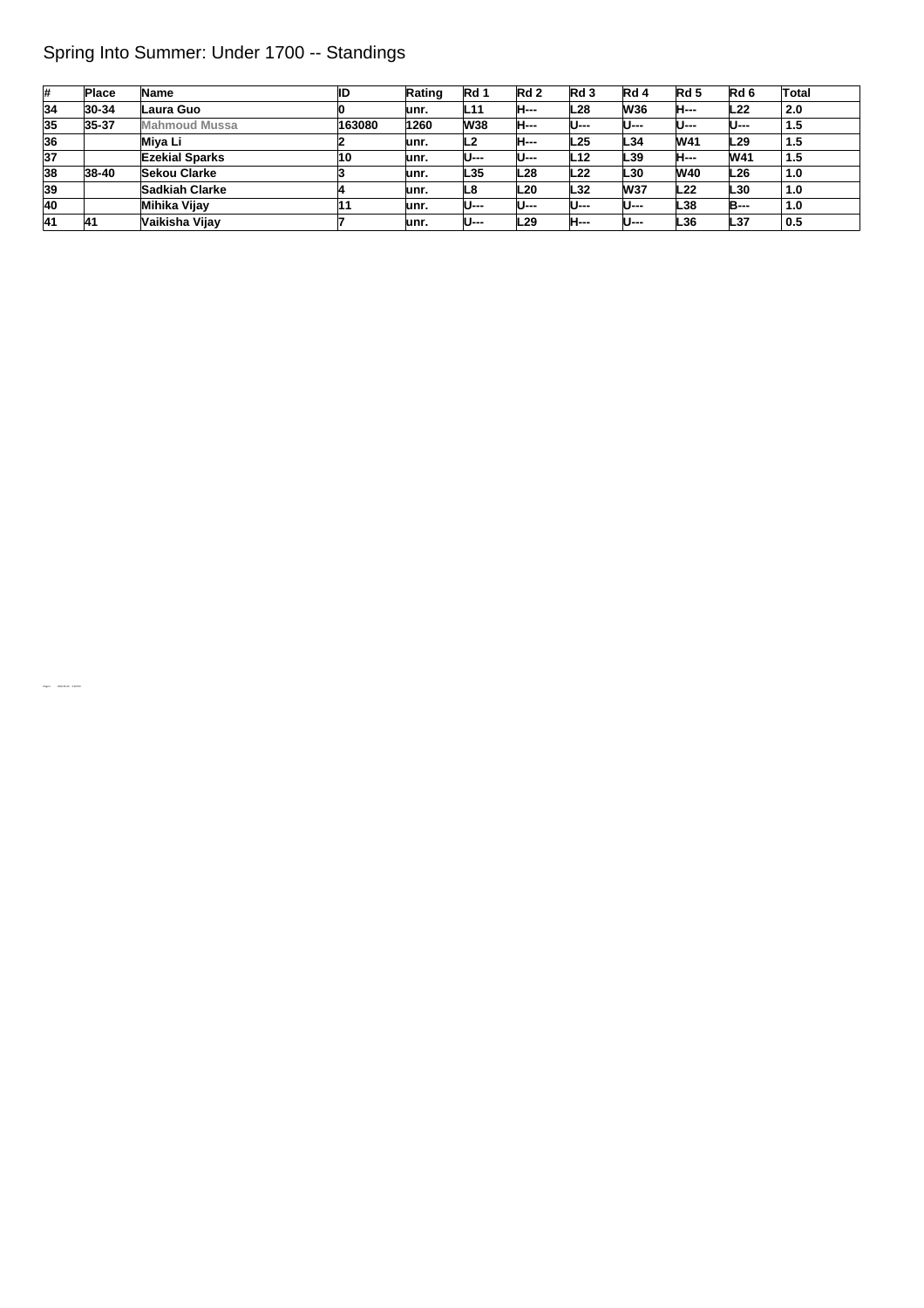# Spring Into Summer: Under 1700 -- Standings

| # | Place | Name | ID | Rating | Rd 1 | Rd 2 | Rd 3 | Rd 4 | Rd 5 | Rd 6 | Total |
|---|---|---|---|---|---|---|---|---|---|---|---|
| 34 | 30-34 | Laura Guo | 0 | unr. | L11 | H--- | L28 | W36 | H--- | L22 | 2.0 |
| 35 | 35-37 | Mahmoud Mussa | 163080 | 1260 | W38 | H--- | U--- | U--- | U--- | U--- | 1.5 |
| 36 | | Miya Li | 2 | unr. | L2 | H--- | L25 | L34 | W41 | L29 | 1.5 |
| 37 | | Ezekial Sparks | 10 | unr. | U--- | U--- | L12 | L39 | H--- | W41 | 1.5 |
| 38 | 38-40 | Sekou Clarke | 3 | unr. | L35 | L28 | L22 | L30 | W40 | L26 | 1.0 |
| 39 | | Sadkiah Clarke | 4 | unr. | L8 | L20 | L32 | W37 | L22 | L30 | 1.0 |
| 40 | | Mihika Vijay | 11 | unr. | U--- | U--- | U--- | U--- | L38 | B--- | 1.0 |
| 41 | 41 | Vaikisha Vijay | 7 | unr. | U--- | L29 | H--- | U--- | L36 | L37 | 0.5 |